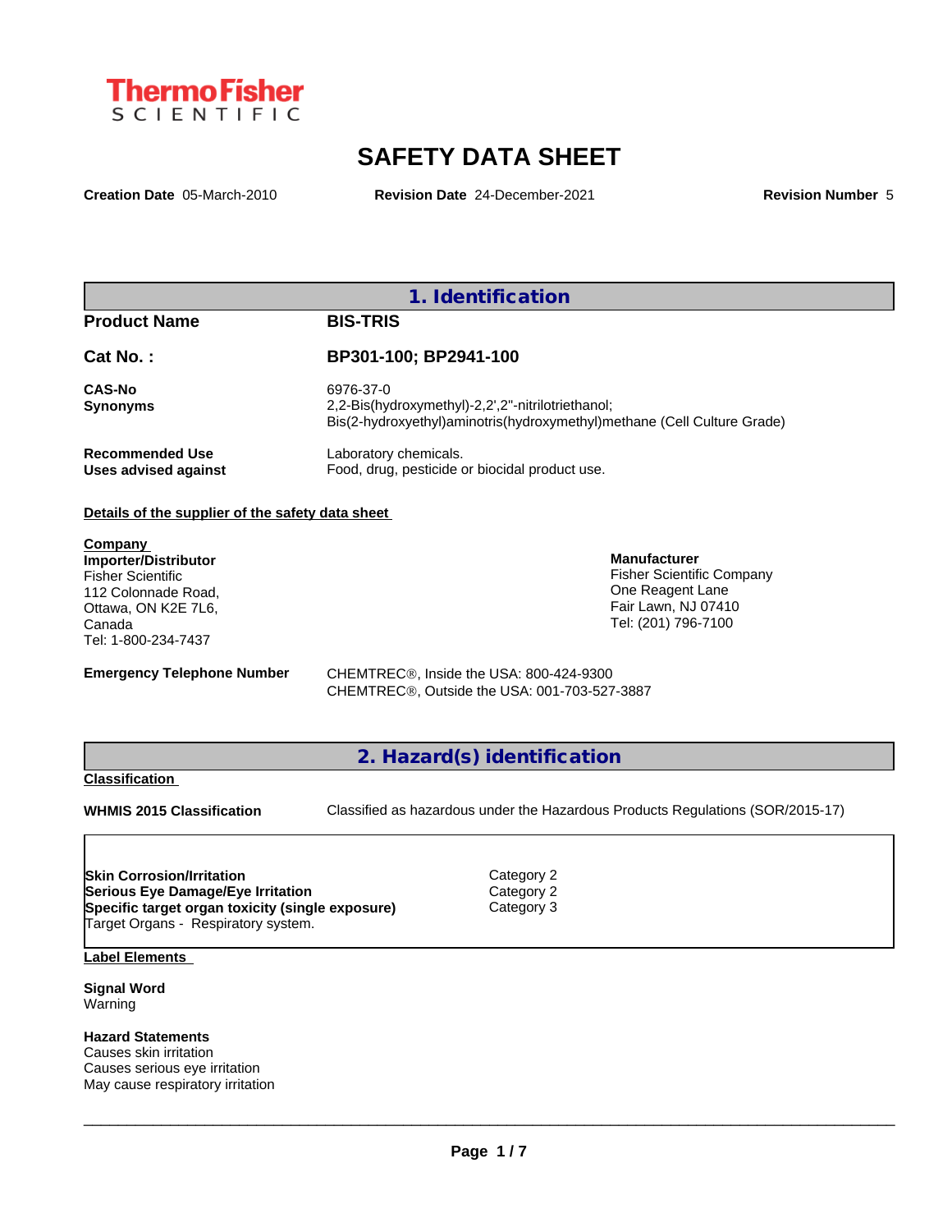Thermo Fisher SCIENTIFIC

# SAFETY DATA SHEET

**Creation Date** 05-March-2010 **Revision Date** 24-December-2021 **Revision Number** 5

## 1. Identification

| | |
|---|---|
| **Product Name** | **BIS-TRIS** |
| **Cat No. :** | **BP301-100; BP2941-100** |
| **CAS-No** | 6976-37-0 |
| **Synonyms** | 2,2-Bis(hydroxymethyl)-2,2',2''-nitrilotriethanol; Bis(2-hydroxyethyl)aminotris(hydroxymethyl)methane (Cell Culture Grade) |
| **Recommended Use** | Laboratory chemicals. |
| **Uses advised against** | Food, drug, pesticide or biocidal product use. |

**Details of the supplier of the safety data sheet**

**Company**

**Importer/Distributor**
Fisher Scientific
112 Colonnade Road,
Ottawa, ON K2E 7L6,
Canada
Tel: 1-800-234-7437

**Manufacturer**
Fisher Scientific Company
One Reagent Lane
Fair Lawn, NJ 07410
Tel: (201) 796-7100

**Emergency Telephone Number**
CHEMTREC®, Inside the USA: 800-424-9300
CHEMTREC®, Outside the USA: 001-703-527-3887

## 2. Hazard(s) identification

**Classification**

**WHMIS 2015 Classification** Classified as hazardous under the Hazardous Products Regulations (SOR/2015-17)

| | |
|---|---|
| **Skin Corrosion/Irritation** | Category 2 |
| **Serious Eye Damage/Eye Irritation** | Category 2 |
| **Specific target organ toxicity (single exposure)** | Category 3 |
| Target Organs - Respiratory system. | |

**Label Elements**

**Signal Word**
Warning

**Hazard Statements**
Causes skin irritation
Causes serious eye irritation
May cause respiratory irritation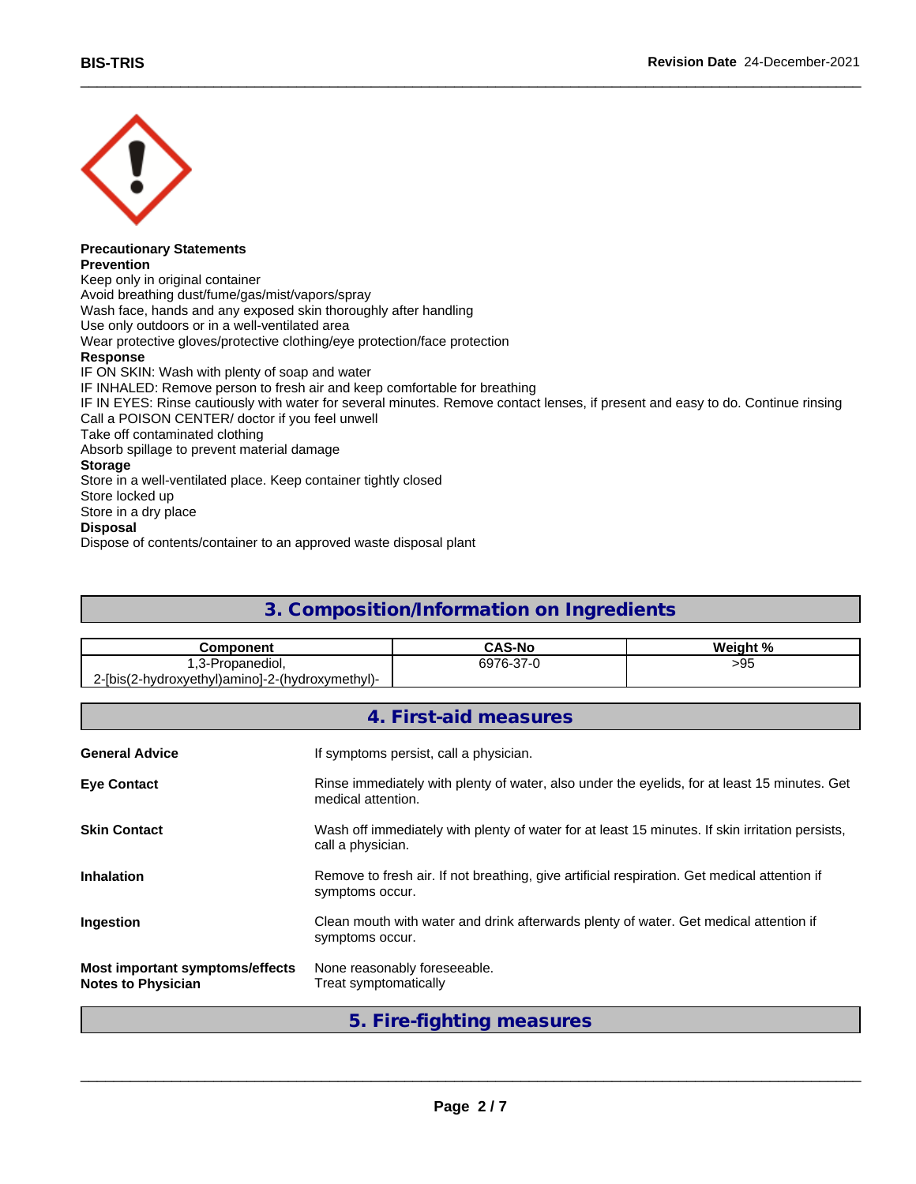**Precautionary Statements**

**Prevention**

Keep only in original container
Avoid breathing dust/fume/gas/mist/vapors/spray
Wash face, hands and any exposed skin thoroughly after handling
Use only outdoors or in a well-ventilated area
Wear protective gloves/protective clothing/eye protection/face protection

**Response**

IF ON SKIN: Wash with plenty of soap and water
IF INHALED: Remove person to fresh air and keep comfortable for breathing
IF IN EYES: Rinse cautiously with water for several minutes. Remove contact lenses, if present and easy to do. Continue rinsing
Call a POISON CENTER/ doctor if you feel unwell
Take off contaminated clothing
Absorb spillage to prevent material damage

**Storage**

Store in a well-ventilated place. Keep container tightly closed
Store locked up
Store in a dry place

**Disposal**

Dispose of contents/container to an approved waste disposal plant

## 3. Composition/Information on Ingredients

| Component | CAS-No | Weight % |
|---|---|---|
| 1,3-Propanediol, 2-[bis(2-hydroxyethyl)amino]-2-(hydroxymethyl)- | 6976-37-0 | >95 |

## 4. First-aid measures

**General Advice**
If symptoms persist, call a physician.

**Eye Contact**
Rinse immediately with plenty of water, also under the eyelids, for at least 15 minutes. Get medical attention.

**Skin Contact**
Wash off immediately with plenty of water for at least 15 minutes. If skin irritation persists, call a physician.

**Inhalation**
Remove to fresh air. If not breathing, give artificial respiration. Get medical attention if symptoms occur.

**Ingestion**
Clean mouth with water and drink afterwards plenty of water. Get medical attention if symptoms occur.

**Most important symptoms/effects**
None reasonably foreseeable.

**Notes to Physician**
Treat symptomatically

## 5. Fire-fighting measures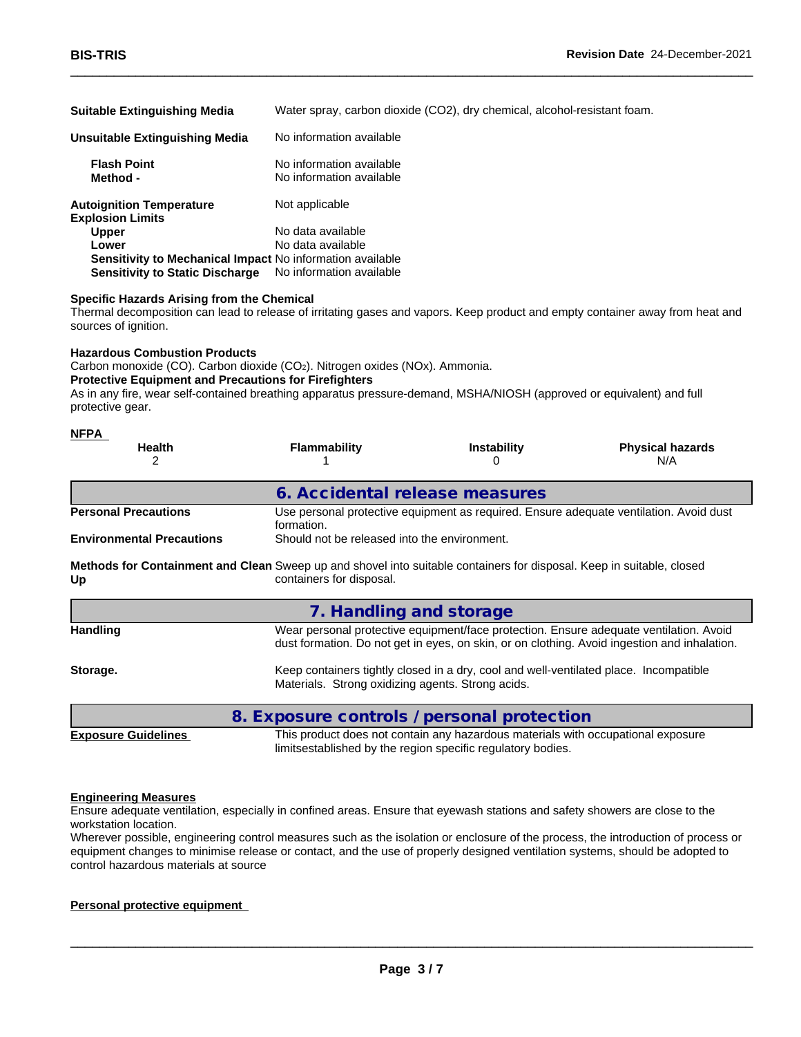| | |
|---|---|
| **Suitable Extinguishing Media** | Water spray, carbon dioxide ($CO_2$), dry chemical, alcohol-resistant foam. |
| **Unsuitable Extinguishing Media** | No information available |
| **Flash Point** | No information available |
| **Method -** | No information available |
| **Autoignition Temperature** | Not applicable |
| **Explosion Limits** | |
| **Upper** | No data available |
| **Lower** | No data available |
| **Sensitivity to Mechanical Impact** | No information available |
| **Sensitivity to Static Discharge** | No information available |

**Specific Hazards Arising from the Chemical**

Thermal decomposition can lead to release of irritating gases and vapors. Keep product and empty container away from heat and sources of ignition.

**Hazardous Combustion Products**

Carbon monoxide (CO). Carbon dioxide ($CO_2$). Nitrogen oxides (NOx). Ammonia.

**Protective Equipment and Precautions for Firefighters**

As in any fire, wear self-contained breathing apparatus pressure-demand, MSHA/NIOSH (approved or equivalent) and full protective gear.

**NFPA**

| Health | Flammability | Instability | Physical hazards |
|---|---|---|---|
| 2 | 1 | 0 | N/A |

## 6. Accidental release measures

| | |
|---|---|
| **Personal Precautions** | Use personal protective equipment as required. Ensure adequate ventilation. Avoid dust formation. |
| **Environmental Precautions** | Should not be released into the environment. |
| **Methods for Containment and Clean Up** | Sweep up and shovel into suitable containers for disposal. Keep in suitable, closed containers for disposal. |

## 7. Handling and storage

| | |
|---|---|
| **Handling** | Wear personal protective equipment/face protection. Ensure adequate ventilation. Avoid dust formation. Do not get in eyes, on skin, or on clothing. Avoid ingestion and inhalation. |
| **Storage.** | Keep containers tightly closed in a dry, cool and well-ventilated place. Incompatible Materials. Strong oxidizing agents. Strong acids. |

## 8. Exposure controls / personal protection

| | |
|---|---|
| **Exposure Guidelines** | This product does not contain any hazardous materials with occupational exposure limitsestablished by the region specific regulatory bodies. |

**Engineering Measures**

Ensure adequate ventilation, especially in confined areas. Ensure that eyewash stations and safety showers are close to the workstation location.
Wherever possible, engineering control measures such as the isolation or enclosure of the process, the introduction of process or equipment changes to minimise release or contact, and the use of properly designed ventilation systems, should be adopted to control hazardous materials at source

**Personal protective equipment**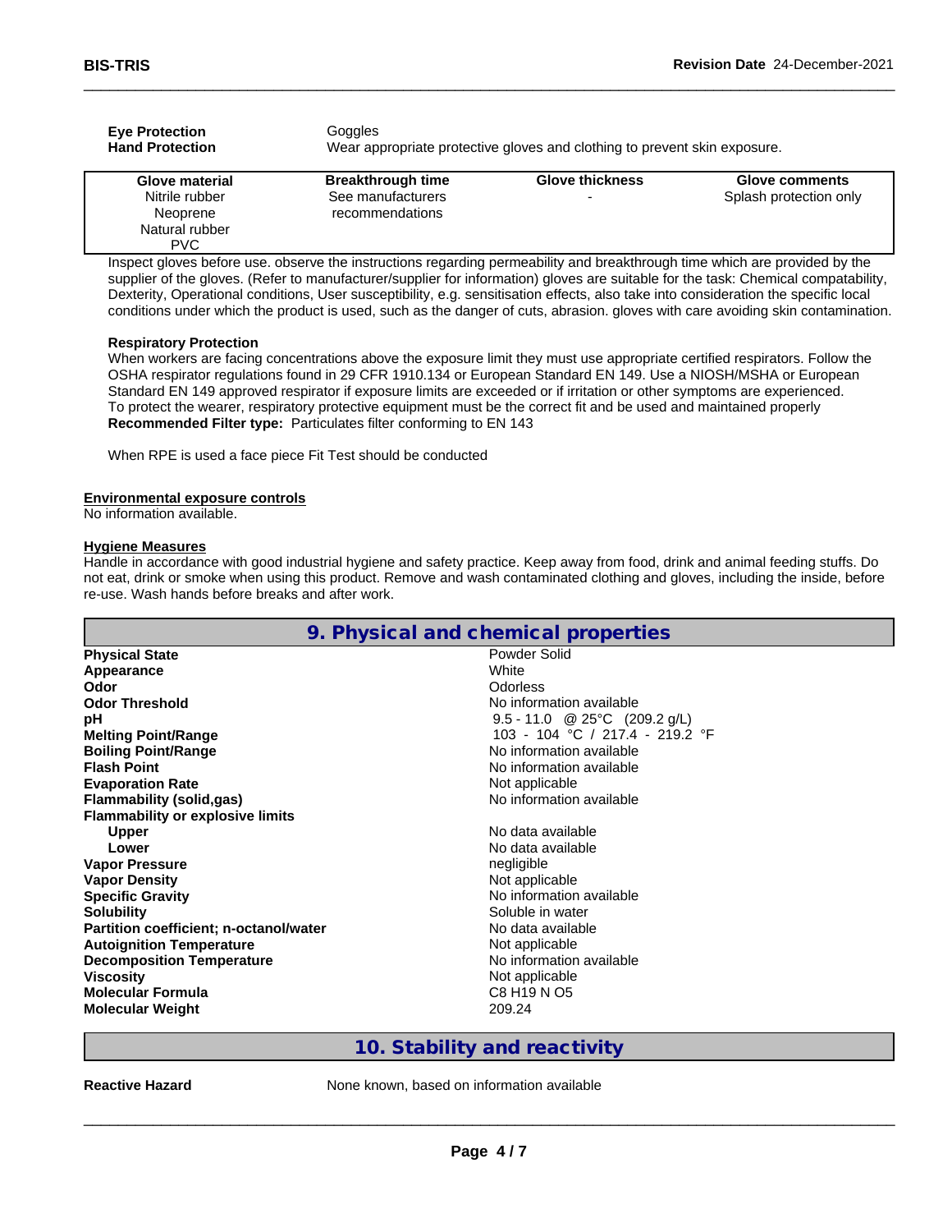**Eye Protection** Goggles

**Hand Protection** Wear appropriate protective gloves and clothing to prevent skin exposure.

| Glove material | Breakthrough time | Glove thickness | Glove comments |
|---|---|---|---|
| Nitrile rubber<br>Neoprene<br>Natural rubber<br>PVC | See manufacturers recommendations | - | Splash protection only |

Inspect gloves before use. observe the instructions regarding permeability and breakthrough time which are provided by the supplier of the gloves. (Refer to manufacturer/supplier for information) gloves are suitable for the task: Chemical compatability, Dexterity, Operational conditions, User susceptibility, e.g. sensitisation effects, also take into consideration the specific local conditions under which the product is used, such as the danger of cuts, abrasion. gloves with care avoiding skin contamination.

**Respiratory Protection**
When workers are facing concentrations above the exposure limit they must use appropriate certified respirators. Follow the OSHA respirator regulations found in 29 CFR 1910.134 or European Standard EN 149. Use a NIOSH/MSHA or European Standard EN 149 approved respirator if exposure limits are exceeded or if irritation or other symptoms are experienced.
To protect the wearer, respiratory protective equipment must be the correct fit and be used and maintained properly
**Recommended Filter type:** Particulates filter conforming to EN 143

When RPE is used a face piece Fit Test should be conducted

**Environmental exposure controls**
No information available.

**Hygiene Measures**
Handle in accordance with good industrial hygiene and safety practice. Keep away from food, drink and animal feeding stuffs. Do not eat, drink or smoke when using this product. Remove and wash contaminated clothing and gloves, including the inside, before re-use. Wash hands before breaks and after work.

## 9. Physical and chemical properties

| | |
|---|---|
| **Physical State** | Powder Solid |
| **Appearance** | White |
| **Odor** | Odorless |
| **Odor Threshold** | No information available |
| **pH** | 9.5 - 11.0 @ 25°C (209.2 g/L) |
| **Melting Point/Range** | 103 - 104 °C / 217.4 - 219.2 °F |
| **Boiling Point/Range** | No information available |
| **Flash Point** | No information available |
| **Evaporation Rate** | Not applicable |
| **Flammability (solid,gas)** | No information available |
| **Flammability or explosive limits** | |
| **Upper** | No data available |
| **Lower** | No data available |
| **Vapor Pressure** | negligible |
| **Vapor Density** | Not applicable |
| **Specific Gravity** | No information available |
| **Solubility** | Soluble in water |
| **Partition coefficient; n-octanol/water** | No data available |
| **Autoignition Temperature** | Not applicable |
| **Decomposition Temperature** | No information available |
| **Viscosity** | Not applicable |
| **Molecular Formula** | C8 H19 N O5 |
| **Molecular Weight** | 209.24 |

## 10. Stability and reactivity

**Reactive Hazard** None known, based on information available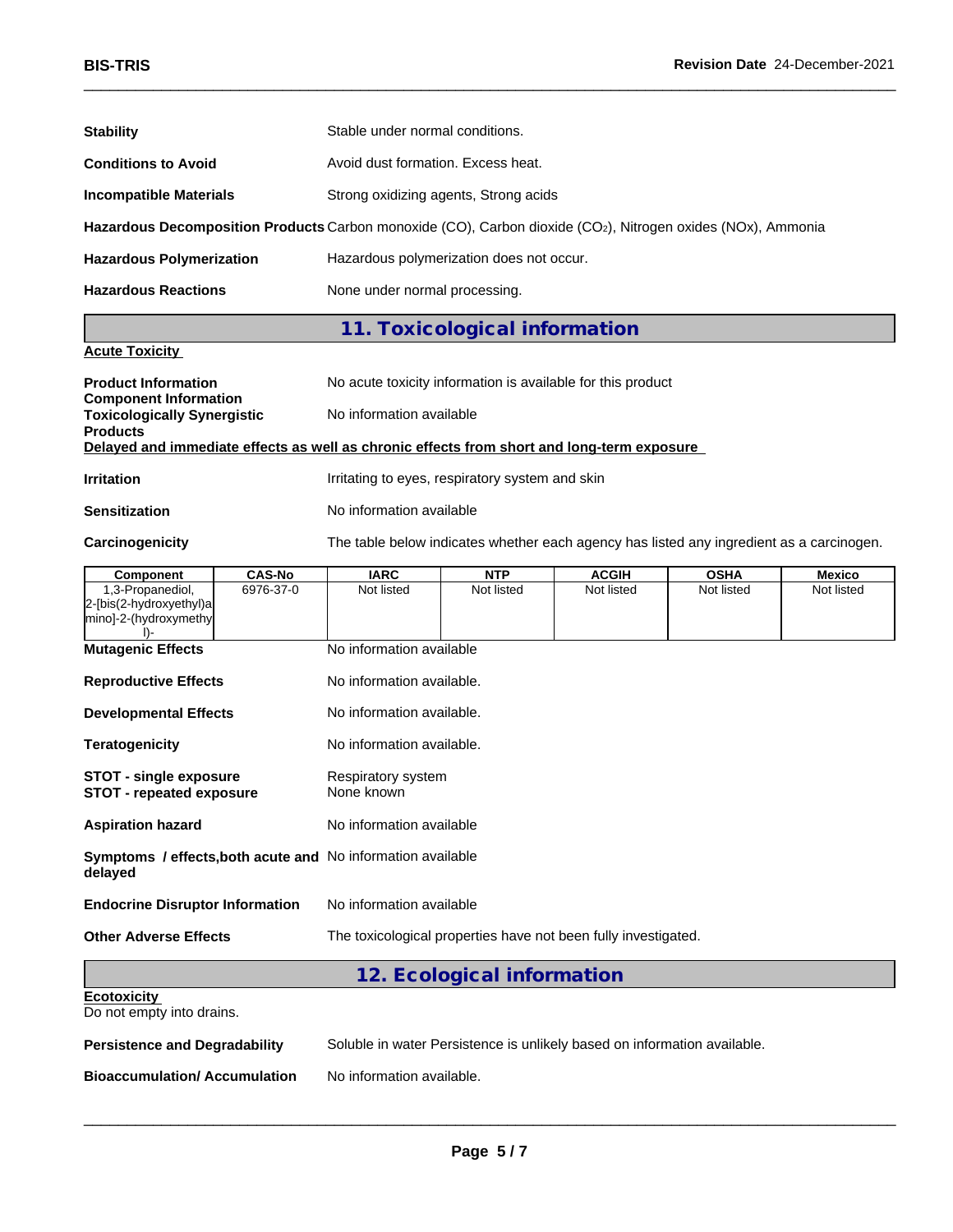**Stability** Stable under normal conditions.

**Conditions to Avoid** Avoid dust formation. Excess heat.

**Incompatible Materials** Strong oxidizing agents, Strong acids

**Hazardous Decomposition Products** Carbon monoxide (CO), Carbon dioxide ($CO_2$), Nitrogen oxides (NOx), Ammonia

**Hazardous Polymerization** Hazardous polymerization does not occur.

**Hazardous Reactions** None under normal processing.

## 11. Toxicological information

**Acute Toxicity**

**Product Information** No acute toxicity information is available for this product

**Component Information**

**Toxicologically Synergistic Products** No information available

**Delayed and immediate effects as well as chronic effects from short and long-term exposure**

**Irritation** Irritating to eyes, respiratory system and skin

**Sensitization** No information available

**Carcinogenicity** The table below indicates whether each agency has listed any ingredient as a carcinogen.

| Component | CAS-No | IARC | NTP | ACGIH | OSHA | Mexico |
|---|---|---|---|---|---|---|
| 1,3-Propanediol, 2-[bis(2-hydroxyethyl)amino]-2-(hydroxymethyl)- | 6976-37-0 | Not listed | Not listed | Not listed | Not listed | Not listed |

**Mutagenic Effects** No information available

**Reproductive Effects** No information available.

**Developmental Effects** No information available.

**Teratogenicity** No information available.

**STOT - single exposure** Respiratory system

**STOT - repeated exposure** None known

**Aspiration hazard** No information available

**Symptoms / effects,both acute and delayed** No information available

**Endocrine Disruptor Information** No information available

**Other Adverse Effects** The toxicological properties have not been fully investigated.

## 12. Ecological information

**Ecotoxicity**

Do not empty into drains.

**Persistence and Degradability** Soluble in water Persistence is unlikely based on information available.

**Bioaccumulation/ Accumulation** No information available.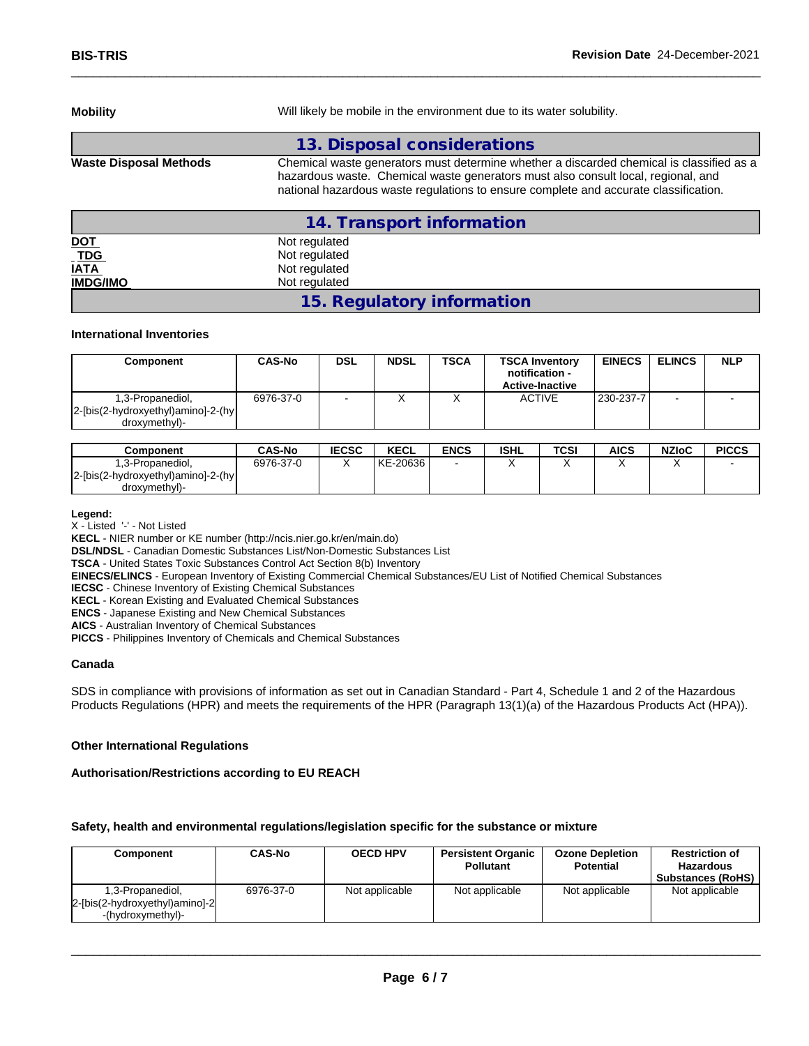**Mobility** Will likely be mobile in the environment due to its water solubility.

## 13. Disposal considerations

**Waste Disposal Methods** Chemical waste generators must determine whether a discarded chemical is classified as a hazardous waste. Chemical waste generators must also consult local, regional, and national hazardous waste regulations to ensure complete and accurate classification.

## 14. Transport information

| | |
|---|---|
| **DOT** | Not regulated |
| **TDG** | Not regulated |
| **IATA** | Not regulated |
| **IMDG/IMO** | Not regulated |

## 15. Regulatory information

### International Inventories

| Component | CAS-No | DSL | NDSL | TSCA | TSCA Inventory notification - Active-Inactive | EINECS | ELINCS | NLP |
|---|---|---|---|---|---|---|---|---|
| 1,3-Propanediol, 2-[bis(2-hydroxyethyl)amino]-2-(hydroxymethyl)- | 6976-37-0 | - | X | X | ACTIVE | 230-237-7 | - | - |

| Component | CAS-No | IECSC | KECL | ENCS | ISHL | TCSI | AICS | NZIoC | PICCS |
|---|---|---|---|---|---|---|---|---|---|
| 1,3-Propanediol, 2-[bis(2-hydroxyethyl)amino]-2-(hydroxymethyl)- | 6976-37-0 | X | KE-20636 | - | X | X | X | X | - |

**Legend:**
X - Listed '-' - Not Listed
**KECL** - NIER number or KE number (http://ncis.nier.go.kr/en/main.do)
**DSL/NDSL** - Canadian Domestic Substances List/Non-Domestic Substances List
**TSCA** - United States Toxic Substances Control Act Section 8(b) Inventory
**EINECS/ELINCS** - European Inventory of Existing Commercial Chemical Substances/EU List of Notified Chemical Substances
**IECSC** - Chinese Inventory of Existing Chemical Substances
**KECL** - Korean Existing and Evaluated Chemical Substances
**ENCS** - Japanese Existing and New Chemical Substances
**AICS** - Australian Inventory of Chemical Substances
**PICCS** - Philippines Inventory of Chemicals and Chemical Substances

### Canada

SDS in compliance with provisions of information as set out in Canadian Standard - Part 4, Schedule 1 and 2 of the Hazardous Products Regulations (HPR) and meets the requirements of the HPR (Paragraph 13(1)(a) of the Hazardous Products Act (HPA)).

### Other International Regulations

**Authorisation/Restrictions according to EU REACH**

**Safety, health and environmental regulations/legislation specific for the substance or mixture**

| Component | CAS-No | OECD HPV | Persistent Organic Pollutant | Ozone Depletion Potential | Restriction of Hazardous Substances (RoHS) |
|---|---|---|---|---|---|
| 1,3-Propanediol, 2-[bis(2-hydroxyethyl)amino]-2-(hydroxymethyl)- | 6976-37-0 | Not applicable | Not applicable | Not applicable | Not applicable |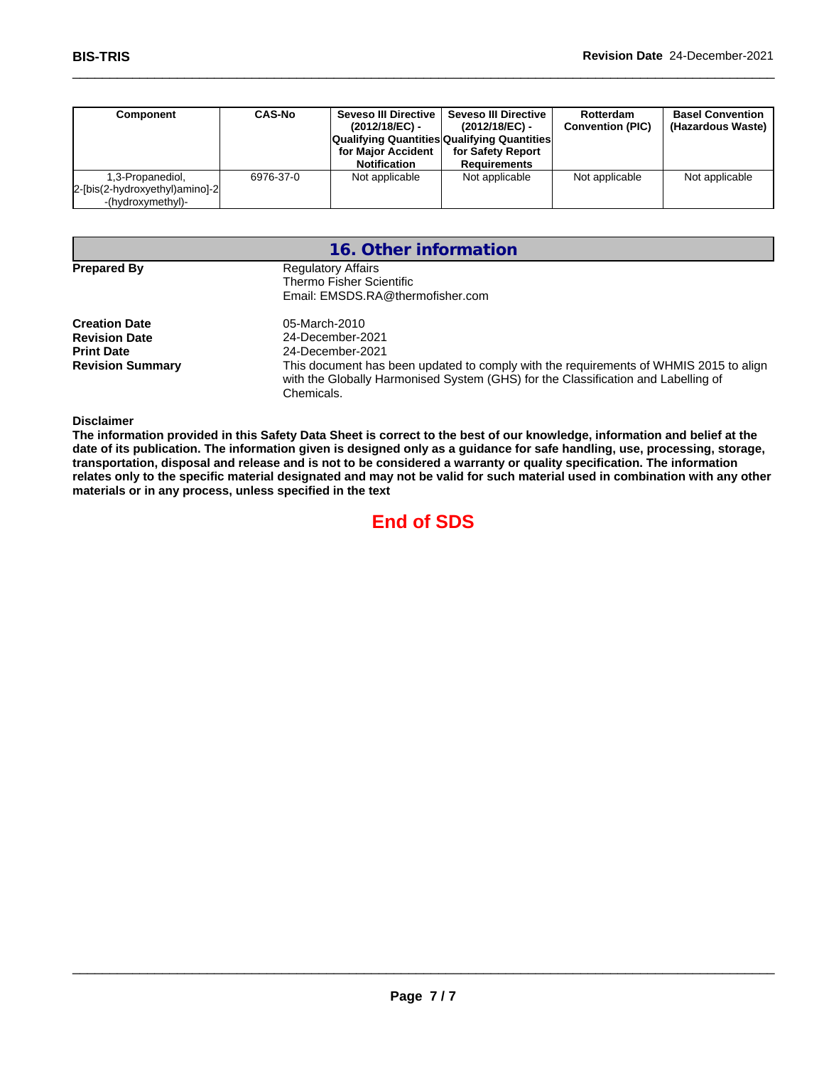| Component | CAS-No | Seveso III Directive (2012/18/EC) - Qualifying Quantities for Major Accident Notification | Seveso III Directive (2012/18/EC) - Qualifying Quantities for Safety Report Requirements | Rotterdam Convention (PIC) | Basel Convention (Hazardous Waste) |
|---|---|---|---|---|---|
| 1,3-Propanediol, 2-[bis(2-hydroxyethyl)amino]-2-(hydroxymethyl)- | 6976-37-0 | Not applicable | Not applicable | Not applicable | Not applicable |

## 16. Other information

**Prepared By**
Regulatory Affairs
Thermo Fisher Scientific
Email: EMSDS.RA@thermofisher.com

**Creation Date** 05-March-2010
**Revision Date** 24-December-2021
**Print Date** 24-December-2021
**Revision Summary** This document has been updated to comply with the requirements of WHMIS 2015 to align with the Globally Harmonised System (GHS) for the Classification and Labelling of Chemicals.

**Disclaimer**
**The information provided in this Safety Data Sheet is correct to the best of our knowledge, information and belief at the date of its publication. The information given is designed only as a guidance for safe handling, use, processing, storage, transportation, disposal and release and is not to be considered a warranty or quality specification. The information relates only to the specific material designated and may not be valid for such material used in combination with any other materials or in any process, unless specified in the text**

**End of SDS**